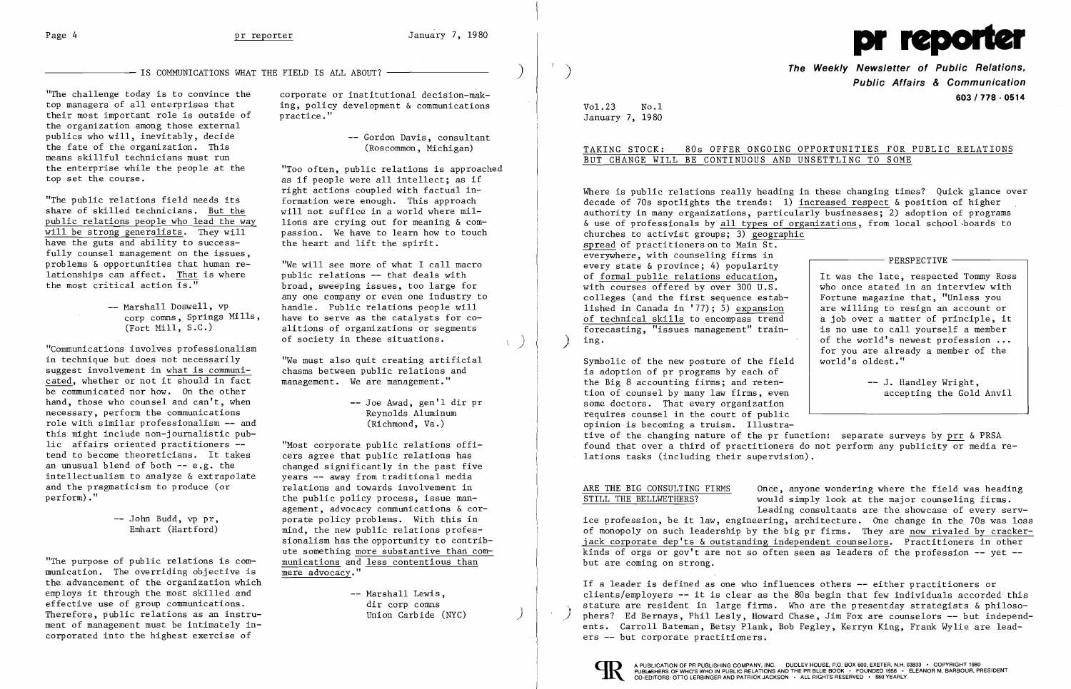## — IS COMMUNICATIONS WHAT THE FIELD IS ALL ABOUT? —

"The challenge today is to convince the top managers of all enterprises that their most important role is outside of the organization among those external publics who will, inevitably, decide the fate of the organization. This means skillful technicians must run the enterprise while the people at the top set the course.

"The public relations field needs its share of skilled technicians. But the public relations people who lead the way will be strong generalists. They will have the guts and ability to successfully counsel management on the issues, problems & opportunities that human relationships can affect. That is where the most critical action is."

— Marshall Doswell, vp corp comns, Springs Mills, (Fort Mill, S.C.)

"Communications involves professionalism in technique but does not necessarily suggest involvement in what is communicated, whether or not it should in fact be communicated nor how. On the other hand, those who counsel and can't, when necessary, perform the communications role with similar professionalism — and this might include non-journalistic public affairs oriented practitioners — tend to become theoreticians. It takes an unusual blend of both — e.g. the intellectualism to analyze & extrapolate and the pragmaticism to produce (or perform)."

— John Budd, vp pr, Emhart (Hartford)

"The purpose of public relations is communication. The overriding objective is the advancement of the organization which employs it through the most skilled and effective use of group communications. Therefore, public relations as an instrument of management must be intimately incorporated into the highest exercise of corporate or institutional decision-making, policy development & communications practice."

— Gordon Davis, consultant (Roscommon, Michigan)

"Too often, public relations is approached as if people were all intellect; as if right actions coupled with factual information were enough. This approach will not suffice in a world where millions are crying out for meaning & compassion. We have to learn how to touch the heart and lift the spirit.

"We will see more of what I call macro public relations — that deals with broad, sweeping issues, too large for any one company or even one industry to handle. Public relations people will have to serve as the catalysts for coalitions of organizations or segments of society in these situations.

"We must also quit creating artificial chasms between public relations and management. We are management."

— Joe Awad, gen'l dir pr Reynolds Aluminum (Richmond, Va.)

"Most corporate public relations officers agree that public relations has changed significantly in the past five years — away from traditional media relations and towards involvement in the public policy process, issue management, advocacy communications & corporate policy problems. With this in mind, the new public relations professionalism has the opportunity to contribute something more substantive than communications and less contentious than mere advocacy."

— Marshall Lewis, dir corp comns Union Carbide (NYC)

# pr reporter

**The Weekly Newsletter of Public Relations, Public Affairs & Communication**

603 / 778 - 0514

Vol.23 No.1
January 7, 1980

## TAKING STOCK: 80s OFFER ONGOING OPPORTUNITIES FOR PUBLIC RELATIONS BUT CHANGE WILL BE CONTINUOUS AND UNSETTLING TO SOME

Where is public relations really heading in these changing times? Quick glance over decade of 70s spotlights the trends: 1) increased respect & position of higher authority in many organizations, particularly businesses; 2) adoption of programs & use of professionals by all types of organizations, from local school boards to churches to activist groups; 3) geographic spread of practitioners on to Main St. everywhere, with counseling firms in every state & province; 4) popularity of formal public relations education, with courses offered by over 300 U.S. colleges (and the first sequence established in Canada in '77); 5) expansion of technical skills to encompass trend forecasting, "issues management" training.

> **PERSPECTIVE**
>
> It was the late, respected Tommy Ross who once stated in an interview with Fortune magazine that, "Unless you are willing to resign an account or a job over a matter of principle, it is no use to call yourself a member of the world's newest profession ... for you are already a member of the world's oldest."
>
> — J. Handley Wright, accepting the Gold Anvil

Symbolic of the new posture of the field is adoption of pr programs by each of the Big 8 accounting firms; and retention of counsel by many law firms, even some doctors. That every organization requires counsel in the court of public opinion is becoming a truism. Illustrative of the changing nature of the pr function: separate surveys by prr & PRSA found that over a third of practitioners do not perform any publicity or media relations tasks (including their supervision).

**ARE THE BIG CONSULTING FIRMS STILL THE BELLWETHERS?** Once, anyone wondering where the field was heading would simply look at the major counseling firms. Leading consultants are the showcase of every service profession, be it law, engineering, architecture. One change in the 70s was loss of monopoly on such leadership by the big pr firms. They are now rivaled by cracker-jack corporate dep'ts & outstanding independent counselors. Practitioners in other kinds of orgs or gov't are not so often seen as leaders of the profession — yet — but are coming on strong.

If a leader is defined as one who influences others — either practitioners or clients/employers — it is clear as the 80s begin that few individuals accorded this stature are resident in large firms. Who are the presentday strategists & philosophers? Ed Bernays, Phil Lesly, Howard Chase, Jim Fox are counselors — but independents. Carroll Bateman, Betsy Plank, Bob Fegley, Kerryn King, Frank Wylie are leaders — but corporate practitioners.

A PUBLICATION OF PR PUBLISHING COMPANY, INC. DUDLEY HOUSE, P.O. BOX 600, EXETER, N.H. 03833 • COPYRIGHT 1980
PUBLISHERS OF WHO'S WHO IN PUBLIC RELATIONS AND THE PR BLUE BOOK • FOUNDED 1958 • ELEANOR M. BARBOUR, PRESIDENT
CO-EDITORS: OTTO LERBINGER AND PATRICK JACKSON • ALL RIGHTS RESERVED • $80 YEARLY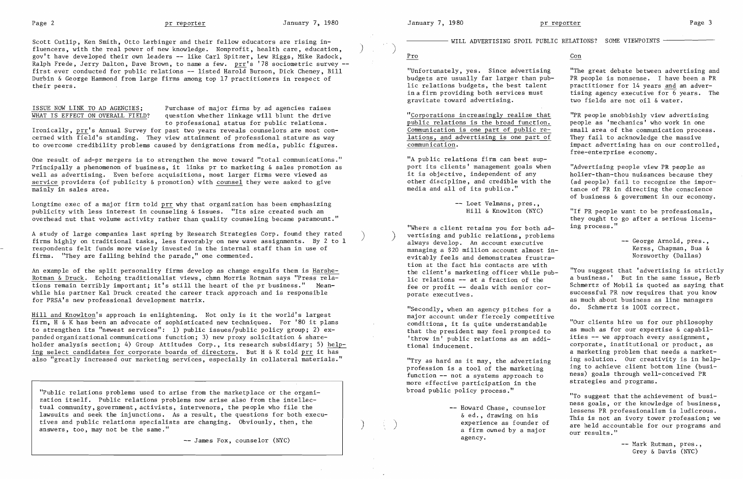Scott Cutlip, Ken Smith, Otto Lerbinger and their fellow educators are rising influencers, with the real power of new knowledge. Nonprofit, health care, education, gov't have developed their own leaders -- like Carl Spitzer, Lew Riggs, Mike Radock, Ralph Frede, Jerry Dalton, Dave Brown, to name a few. prr's '78 sociometric survey -- first ever conducted for public relations -- listed Harold Burson, Dick Cheney, Bill Durbin & George Hammond from large firms among top 17 practitioners in respect of their peers.

ISSUE NOW LINK TO AD AGENCIES; WHAT IS EFFECT ON OVERALL FIELD? Purchase of major firms by ad agencies raises question whether linkage will blunt the drive to professional status for public relations. Ironically, prr's Annual Survey for past two years reveals counselors are most concerned with field's standing. They view attainment of professional stature as way to overcome credibility problems caused by denigrations from media, public figures.

One result of ad-pr mergers is to strengthen the move toward "total communications." Principally a phenomenon of business, it links pr to marketing & sales promotion as well as advertising. Even before acquisitions, most larger firms were viewed as service providers (of publicity & promotion) with counsel they were asked to give mainly in sales area.

Longtime exec of a major firm told prr why that organization has been emphasizing publicity with less interest in counseling & issues. "Its size created such an overhead nut that volume activity rather than quality counseling became paramount."

A study of large companies last spring by Research Strategies Corp. found they rated firms highly on traditional tasks, less favorably on new wave assignments. By 2 to 1 respondents felt funds more wisely invested in the internal staff than in use of firms. "They are falling behind the parade," one commented.

An example of the split personality firms develop as change engulfs them is Harshe-Rotman & Druck. Echoing traditionalist views, chmn Morris Rotman says "Press relations remain terribly important; it's still the heart of the pr business." Meanwhile his partner Kal Druck created the career track approach and is responsible for PRSA's new professional development matrix.

Hill and Knowlton's approach is enlightening. Not only is it the world's largest firm, H & K has been an advocate of sophisticated new techniques. For '80 it plans to strengthen its "newest services": 1) public issues/public policy group; 2) expanded organizational communications function; 3) new proxy solicitation & shareholder analysis section; 4) Group Attitudes Corp., its research subsidiary; 5) helping select candidates for corporate boards of directors. But H & K told prr it has also "greatly increased our marketing services, especially in collateral materials."

> "Public relations problems used to arise from the marketplace or the organization itself. Public relations problems now arise also from the intellectual community, government, activists, intervenors, the people who file the lawsuits and seek the injunctions. As a result, the questions for both executives and public relations specialists are changing. Obviously, then, the answers, too, may not be the same."
>
> -- James Fox, counselor (NYC)

## WILL ADVERTISING SPOIL PUBLIC RELATIONS? SOME VIEWPOINTS

### Pro

"Unfortunately, yes. Since advertising budgets are usually far larger than public relations budgets, the best talent in a firm providing both services must gravitate toward advertising.

"Corporations increasingly realize that public relations is the broad function. Communication is one part of public relations, and advertising is one part of communication.

"A public relations firm can best support its clients' management goals when it is objective, independent of any other discipline, and credible with the media and all of its publics."

-- Loet Velmans, pres., Hill & Knowlton (NYC)

"Where a client retains you for both advertising and public relations, problems always develop. An account executive managing a $20 million account almost inevitably feels and demonstrates frustration at the fact his contacts are with the client's marketing officer while public relations -- at a fraction of the fee or profit -- deals with senior corporate executives.

"Secondly, when an agency pitches for a major account under fiercely competitive conditions, it is quite understandable that the president may feel prompted to 'throw in' public relations as an additional inducement.

"Try as hard as it may, the advertising profession is a tool of the marketing function -- not a systems approach to more effective participation in the broad public policy process."

-- Howard Chase, counselor & ed., drawing on his experience as founder of a firm owned by a major agency.

### Con

"The great debate between advertising and PR people is nonsense. I have been a PR practitioner for 14 years and an advertising agency executive for 6 years. The two fields are not oil & water.

"PR people snobbishly view advertising people as 'mechanics' who work in one small area of the communication process. They fail to acknowledge the massive impact advertising has on our controlled, free-enterprise economy.

"Advertising people view PR people as holier-than-thou nuisances because they (ad people) fail to recognize the importance of PR in directing the conscience of business & government in our economy.

"If PR people want to be professionals, they ought to go after a serious licensing process."

-- George Arnold, pres., Kerss, Chapman, Bua & Norsworthy (Dallas)

"You suggest that 'advertising is strictly a business.' But in the same issue, Herb Schmertz of Mobil is quoted as saying that successful PR now requires that you know as much about business as line managers do. Schmertz is 100% correct.

"Our clients hire us for our philosophy as much as for our expertise & capabilities -- we approach every assignment, corporate, institutional or product, as a marketing problem that needs a marketing solution. Our creativity is in helping to achieve client bottom line (business) goals through well-conceived PR strategies and programs.

"To suggest that the achievement of business goals, or the knowledge of business, lessens PR professionalism is ludicrous. This is not an ivory tower profession; we are held accountable for our programs and our results."

-- Mark Rutman, pres., Grey & Davis (NYC)